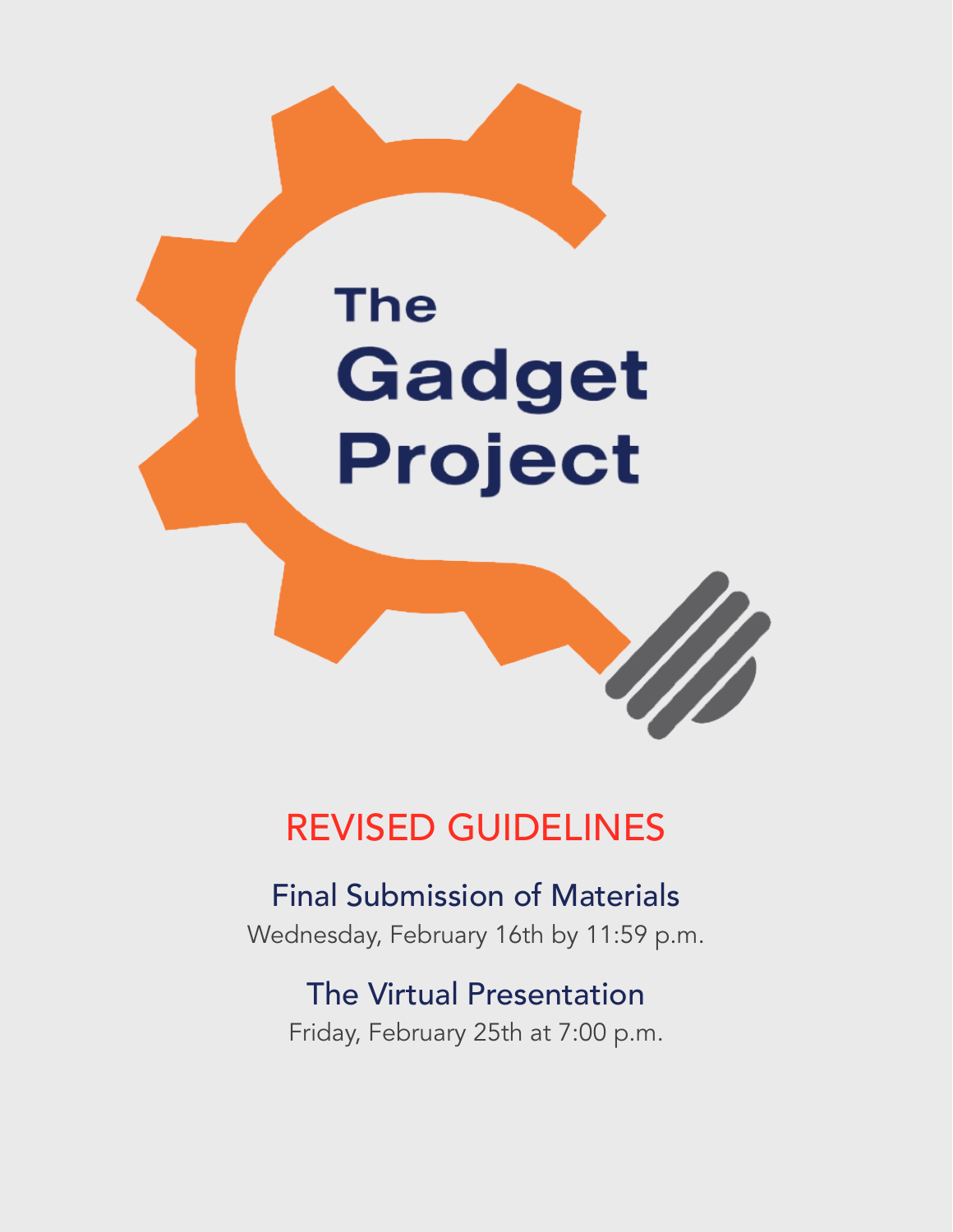# The Gadget Project

## REVISED GUIDELINES

### Final Submission of Materials

Wednesday, February 16th by 11:59 p.m.

### The Virtual Presentation

Friday, February 25th at 7:00 p.m.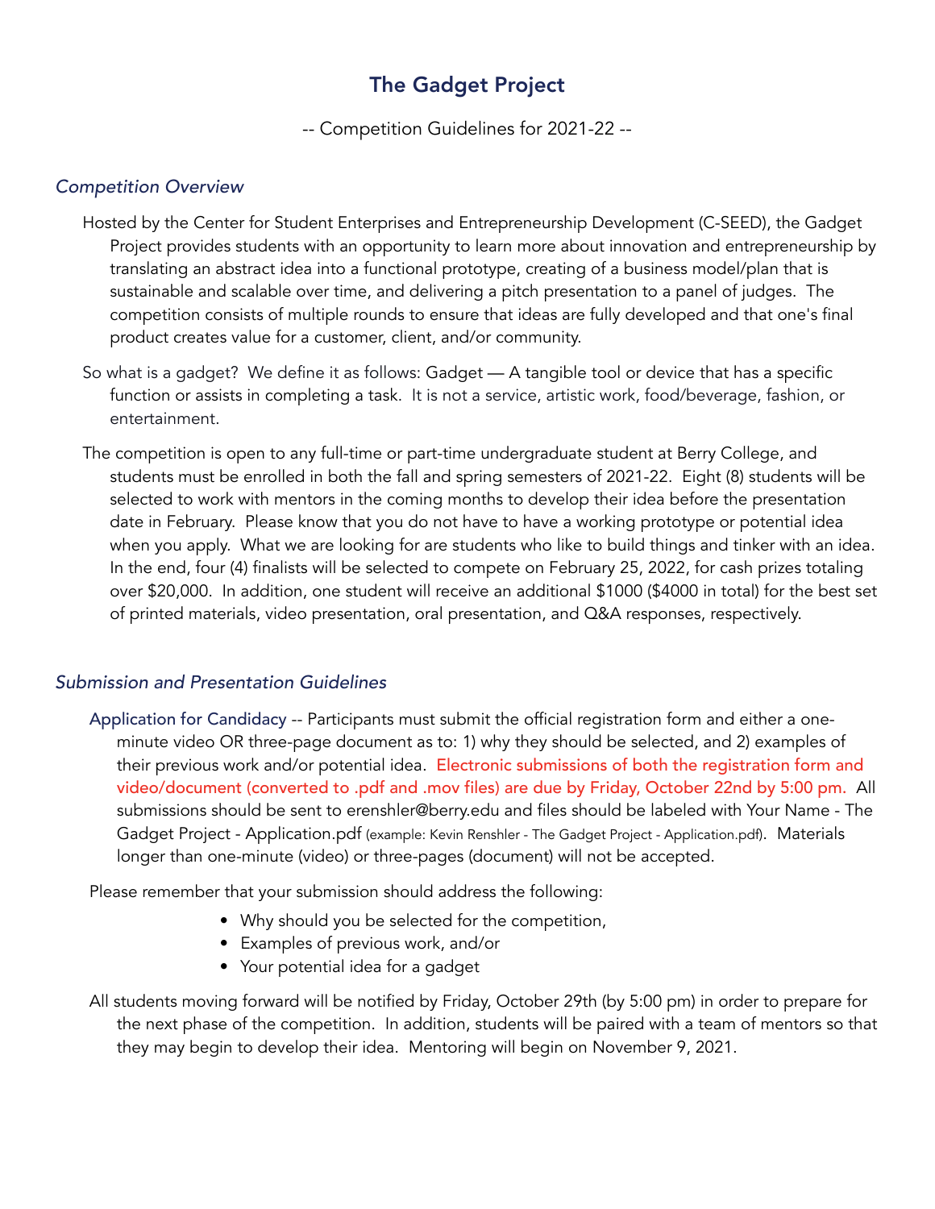# The Gadget Project

-- Competition Guidelines for 2021-22 --

### *Competition Overview*

Hosted by the Center for Student Enterprises and Entrepreneurship Development (C-SEED), the Gadget Project provides students with an opportunity to learn more about innovation and entrepreneurship by translating an abstract idea into a functional prototype, creating of a business model/plan that is sustainable and scalable over time, and delivering a pitch presentation to a panel of judges. The competition consists of multiple rounds to ensure that ideas are fully developed and that one's final product creates value for a customer, client, and/or community.

So what is a gadget? We define it as follows: Gadget — A tangible tool or device that has a specific function or assists in completing a task. It is not a service, artistic work, food/beverage, fashion, or entertainment.

The competition is open to any full-time or part-time undergraduate student at Berry College, and students must be enrolled in both the fall and spring semesters of 2021-22. Eight (8) students will be selected to work with mentors in the coming months to develop their idea before the presentation date in February. Please know that you do not have to have a working prototype or potential idea when you apply. What we are looking for are students who like to build things and tinker with an idea. In the end, four (4) finalists will be selected to compete on February 25, 2022, for cash prizes totaling over $20,000. In addition, one student will receive an additional $1000 ($4000 in total) for the best set of printed materials, video presentation, oral presentation, and Q&A responses, respectively.

### *Submission and Presentation Guidelines*

Application for Candidacy -- Participants must submit the official registration form and either a one-minute video OR three-page document as to: 1) why they should be selected, and 2) examples of their previous work and/or potential idea. Electronic submissions of both the registration form and video/document (converted to .pdf and .mov files) are due by Friday, October 22nd by 5:00 pm. All submissions should be sent to erenshler@berry.edu and files should be labeled with Your Name - The Gadget Project - Application.pdf (example: Kevin Renshler - The Gadget Project - Application.pdf). Materials longer than one-minute (video) or three-pages (document) will not be accepted.

Please remember that your submission should address the following:

- Why should you be selected for the competition,
- Examples of previous work, and/or
- Your potential idea for a gadget

All students moving forward will be notified by Friday, October 29th (by 5:00 pm) in order to prepare for the next phase of the competition. In addition, students will be paired with a team of mentors so that they may begin to develop their idea. Mentoring will begin on November 9, 2021.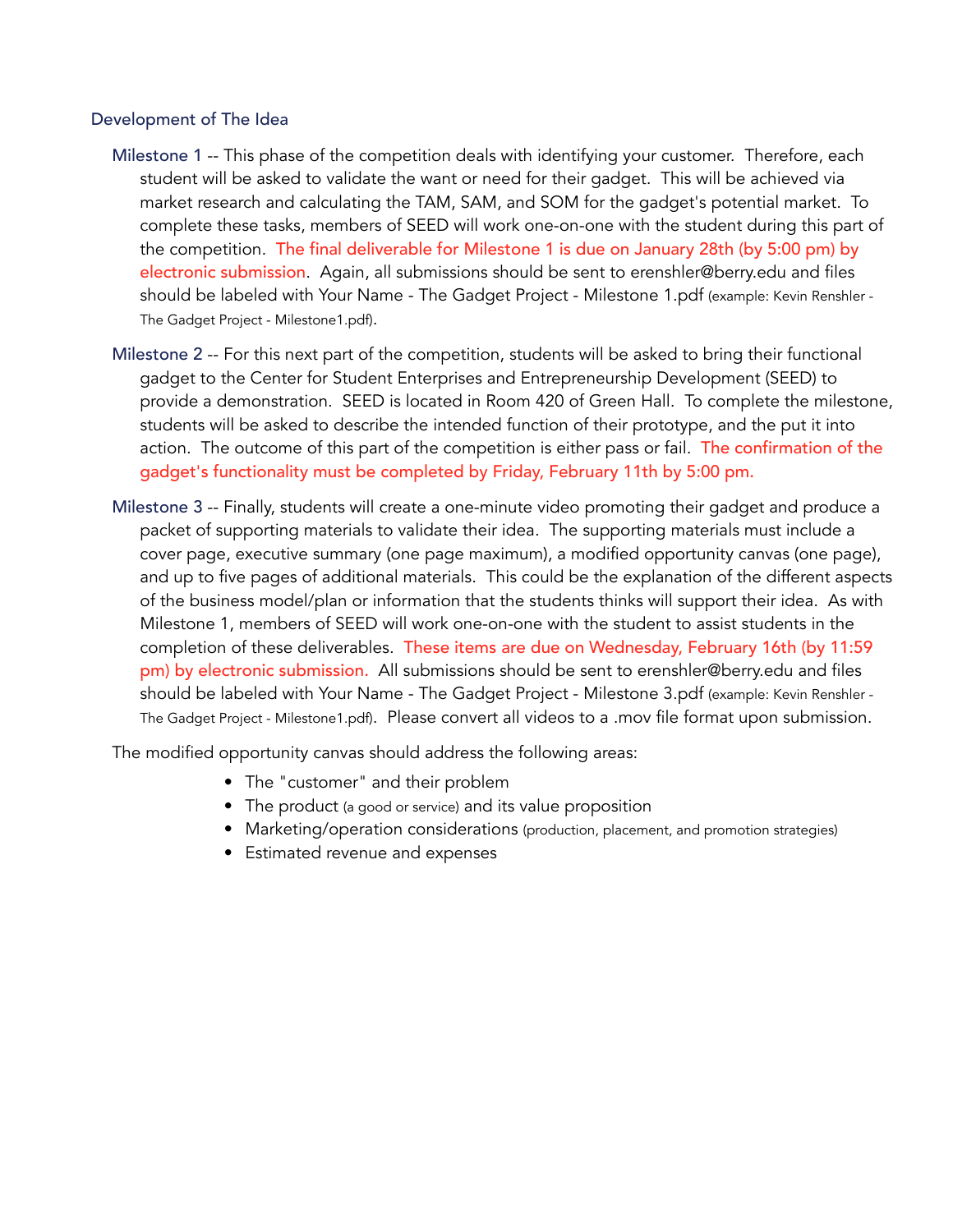## Development of The Idea

**Milestone 1** -- This phase of the competition deals with identifying your customer. Therefore, each student will be asked to validate the want or need for their gadget. This will be achieved via market research and calculating the TAM, SAM, and SOM for the gadget's potential market. To complete these tasks, members of SEED will work one-on-one with the student during this part of the competition. The final deliverable for Milestone 1 is due on January 28th (by 5:00 pm) by electronic submission. Again, all submissions should be sent to erenshler@berry.edu and files should be labeled with Your Name - The Gadget Project - Milestone 1.pdf (example: Kevin Renshler - The Gadget Project - Milestone1.pdf).

**Milestone 2** -- For this next part of the competition, students will be asked to bring their functional gadget to the Center for Student Enterprises and Entrepreneurship Development (SEED) to provide a demonstration. SEED is located in Room 420 of Green Hall. To complete the milestone, students will be asked to describe the intended function of their prototype, and the put it into action. The outcome of this part of the competition is either pass or fail. The confirmation of the gadget's functionality must be completed by Friday, February 11th by 5:00 pm.

**Milestone 3** -- Finally, students will create a one-minute video promoting their gadget and produce a packet of supporting materials to validate their idea. The supporting materials must include a cover page, executive summary (one page maximum), a modified opportunity canvas (one page), and up to five pages of additional materials. This could be the explanation of the different aspects of the business model/plan or information that the students thinks will support their idea. As with Milestone 1, members of SEED will work one-on-one with the student to assist students in the completion of these deliverables. These items are due on Wednesday, February 16th (by 11:59 pm) by electronic submission. All submissions should be sent to erenshler@berry.edu and files should be labeled with Your Name - The Gadget Project - Milestone 3.pdf (example: Kevin Renshler - The Gadget Project - Milestone1.pdf). Please convert all videos to a .mov file format upon submission.

The modified opportunity canvas should address the following areas:

- The "customer" and their problem
- The product (a good or service) and its value proposition
- Marketing/operation considerations (production, placement, and promotion strategies)
- Estimated revenue and expenses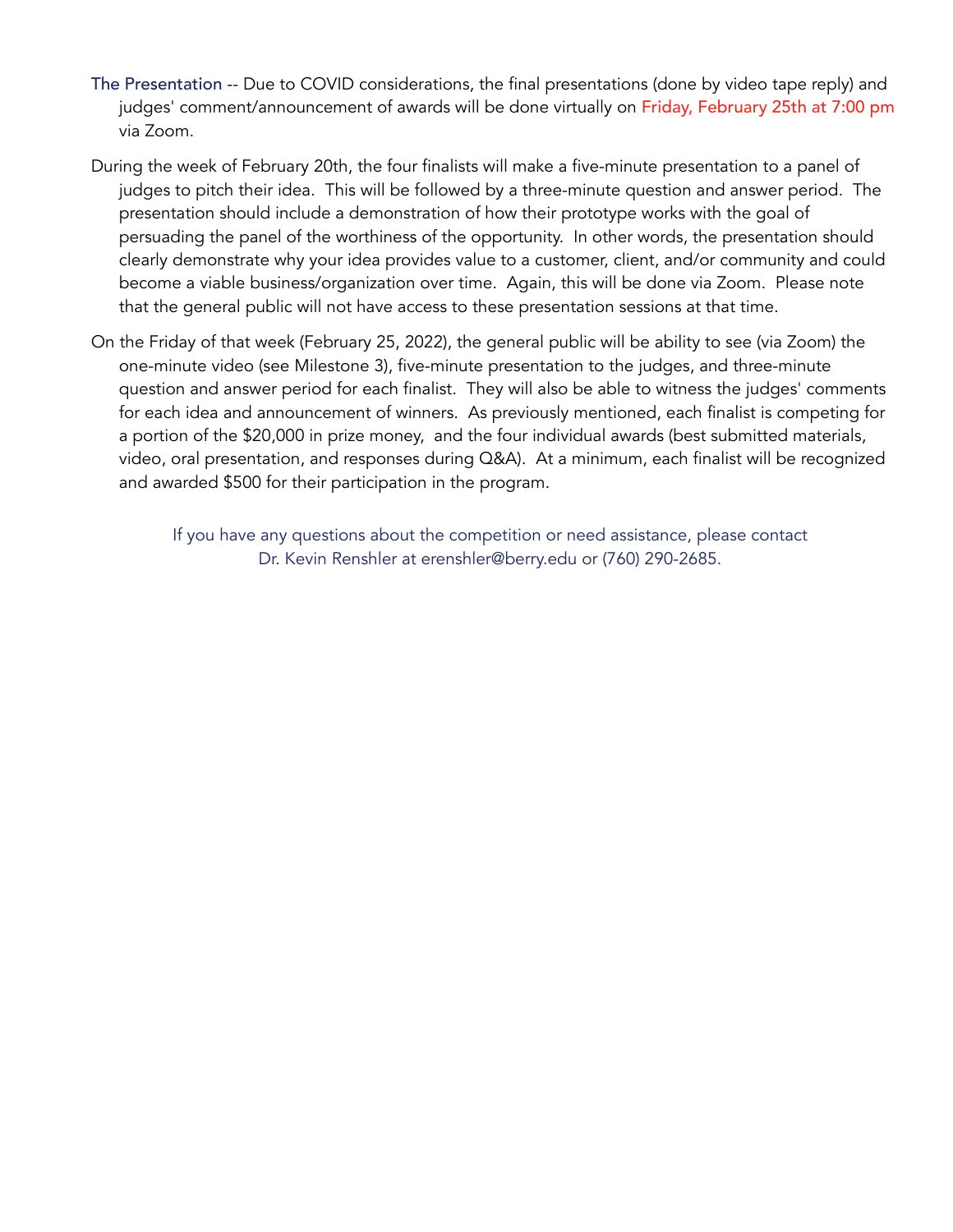The Presentation -- Due to COVID considerations, the final presentations (done by video tape reply) and judges' comment/announcement of awards will be done virtually on Friday, February 25th at 7:00 pm via Zoom.

During the week of February 20th, the four finalists will make a five-minute presentation to a panel of judges to pitch their idea. This will be followed by a three-minute question and answer period. The presentation should include a demonstration of how their prototype works with the goal of persuading the panel of the worthiness of the opportunity. In other words, the presentation should clearly demonstrate why your idea provides value to a customer, client, and/or community and could become a viable business/organization over time. Again, this will be done via Zoom. Please note that the general public will not have access to these presentation sessions at that time.

On the Friday of that week (February 25, 2022), the general public will be ability to see (via Zoom) the one-minute video (see Milestone 3), five-minute presentation to the judges, and three-minute question and answer period for each finalist. They will also be able to witness the judges' comments for each idea and announcement of winners. As previously mentioned, each finalist is competing for a portion of the $20,000 in prize money, and the four individual awards (best submitted materials, video, oral presentation, and responses during Q&A). At a minimum, each finalist will be recognized and awarded $500 for their participation in the program.

If you have any questions about the competition or need assistance, please contact
Dr. Kevin Renshler at erenshler@berry.edu or (760) 290-2685.